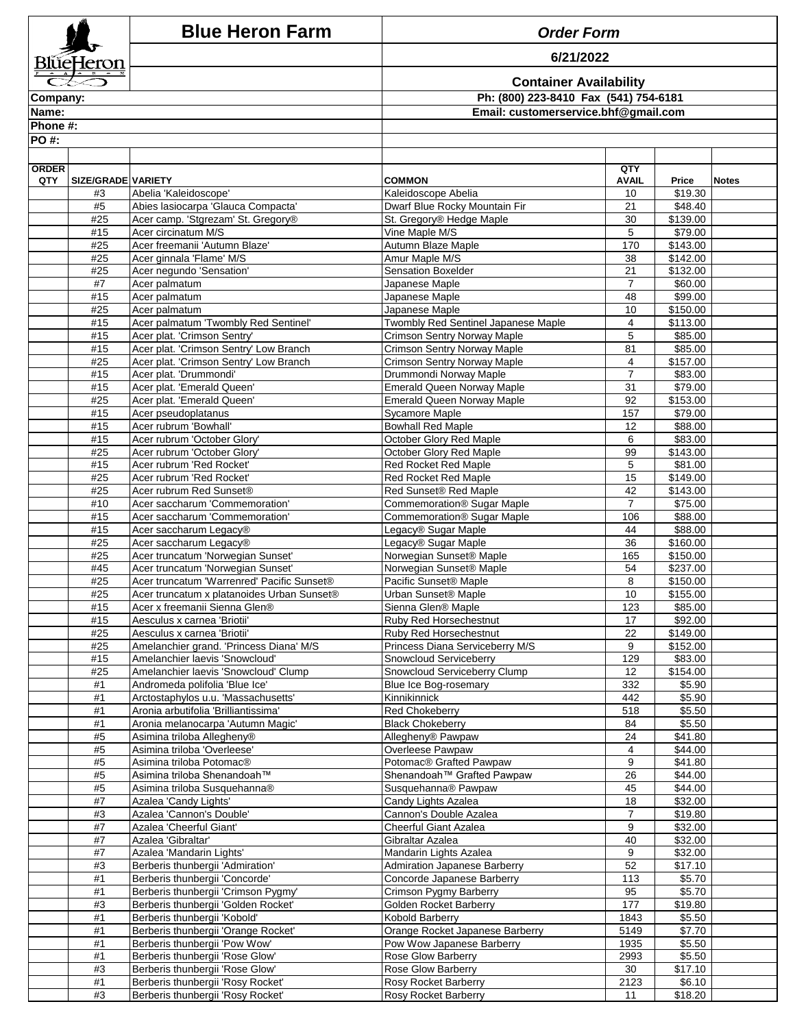# Blue Heron Farm

## *Order Form*

**6/21/2022**

**Container Availability**

**Ph: (800) 223-8410 Fax (541) 754-6181**

**Email: customerservice.bhf@gmail.com**

**Company:**

**Name:**

**Phone #:**

**PO #:**

| ORDER QTY | SIZE/GRADE | VARIETY | COMMON | QTY AVAIL | Price | Notes |
|---|---|---|---|---|---|---|
| | #3 | Abelia 'Kaleidoscope' | Kaleidoscope Abelia | 10 | $19.30 | |
| | #5 | Abies lasiocarpa 'Glauca Compacta' | Dwarf Blue Rocky Mountain Fir | 21 | $48.40 | |
| | #25 | Acer camp. 'Stgrezam' St. Gregory® | St. Gregory® Hedge Maple | 30 | $139.00 | |
| | #15 | Acer circinatum M/S | Vine Maple M/S | 5 | $79.00 | |
| | #25 | Acer freemanii 'Autumn Blaze' | Autumn Blaze Maple | 170 | $143.00 | |
| | #25 | Acer ginnala 'Flame' M/S | Amur Maple M/S | 38 | $142.00 | |
| | #25 | Acer negundo 'Sensation' | Sensation Boxelder | 21 | $132.00 | |
| | #7 | Acer palmatum | Japanese Maple | 7 | $60.00 | |
| | #15 | Acer palmatum | Japanese Maple | 48 | $99.00 | |
| | #25 | Acer palmatum | Japanese Maple | 10 | $150.00 | |
| | #15 | Acer palmatum 'Twombly Red Sentinel' | Twombly Red Sentinel Japanese Maple | 4 | $113.00 | |
| | #15 | Acer plat. 'Crimson Sentry' | Crimson Sentry Norway Maple | 5 | $85.00 | |
| | #15 | Acer plat. 'Crimson Sentry' Low Branch | Crimson Sentry Norway Maple | 81 | $85.00 | |
| | #25 | Acer plat. 'Crimson Sentry' Low Branch | Crimson Sentry Norway Maple | 4 | $157.00 | |
| | #15 | Acer plat. 'Drummondi' | Drummondi Norway Maple | 7 | $83.00 | |
| | #15 | Acer plat. 'Emerald Queen' | Emerald Queen Norway Maple | 31 | $79.00 | |
| | #25 | Acer plat. 'Emerald Queen' | Emerald Queen Norway Maple | 92 | $153.00 | |
| | #15 | Acer pseudoplatanus | Sycamore Maple | 157 | $79.00 | |
| | #15 | Acer rubrum 'Bowhall' | Bowhall Red Maple | 12 | $88.00 | |
| | #15 | Acer rubrum 'October Glory' | October Glory Red Maple | 6 | $83.00 | |
| | #25 | Acer rubrum 'October Glory' | October Glory Red Maple | 99 | $143.00 | |
| | #15 | Acer rubrum 'Red Rocket' | Red Rocket Red Maple | 5 | $81.00 | |
| | #25 | Acer rubrum 'Red Rocket' | Red Rocket Red Maple | 15 | $149.00 | |
| | #25 | Acer rubrum Red Sunset® | Red Sunset® Red Maple | 42 | $143.00 | |
| | #10 | Acer saccharum 'Commemoration' | Commemoration® Sugar Maple | 7 | $75.00 | |
| | #15 | Acer saccharum 'Commemoration' | Commemoration® Sugar Maple | 106 | $88.00 | |
| | #15 | Acer saccharum Legacy® | Legacy® Sugar Maple | 44 | $88.00 | |
| | #25 | Acer saccharum Legacy® | Legacy® Sugar Maple | 36 | $160.00 | |
| | #25 | Acer truncatum 'Norwegian Sunset' | Norwegian Sunset® Maple | 165 | $150.00 | |
| | #45 | Acer truncatum 'Norwegian Sunset' | Norwegian Sunset® Maple | 54 | $237.00 | |
| | #25 | Acer truncatum 'Warrenred' Pacific Sunset® | Pacific Sunset® Maple | 8 | $150.00 | |
| | #25 | Acer truncatum x platanoides Urban Sunset® | Urban Sunset® Maple | 10 | $155.00 | |
| | #15 | Acer x freemanii Sienna Glen® | Sienna Glen® Maple | 123 | $85.00 | |
| | #15 | Aesculus x carnea 'Briotii' | Ruby Red Horsechestnut | 17 | $92.00 | |
| | #25 | Aesculus x carnea 'Briotii' | Ruby Red Horsechestnut | 22 | $149.00 | |
| | #25 | Amelanchier grand. 'Princess Diana' M/S | Princess Diana Serviceberry M/S | 9 | $152.00 | |
| | #15 | Amelanchier laevis 'Snowcloud' | Snowcloud Serviceberry | 129 | $83.00 | |
| | #25 | Amelanchier laevis 'Snowcloud' Clump | Snowcloud Serviceberry Clump | 12 | $154.00 | |
| | #1 | Andromeda polifolia 'Blue Ice' | Blue Ice Bog-rosemary | 332 | $5.90 | |
| | #1 | Arctostaphylos u.u. 'Massachusetts' | Kinnikinnick | 442 | $5.90 | |
| | #1 | Aronia arbutifolia 'Brilliantissima' | Red Chokeberry | 518 | $5.50 | |
| | #1 | Aronia melanocarpa 'Autumn Magic' | Black Chokeberry | 84 | $5.50 | |
| | #5 | Asimina triloba Allegheny® | Allegheny® Pawpaw | 24 | $41.80 | |
| | #5 | Asimina triloba 'Overleese' | Overleese Pawpaw | 4 | $44.00 | |
| | #5 | Asimina triloba Potomac® | Potomac® Grafted Pawpaw | 9 | $41.80 | |
| | #5 | Asimina triloba Shenandoah™ | Shenandoah™ Grafted Pawpaw | 26 | $44.00 | |
| | #5 | Asimina triloba Susquehanna® | Susquehanna® Pawpaw | 45 | $44.00 | |
| | #7 | Azalea 'Candy Lights' | Candy Lights Azalea | 18 | $32.00 | |
| | #3 | Azalea 'Cannon's Double' | Cannon's Double Azalea | 7 | $19.80 | |
| | #7 | Azalea 'Cheerful Giant' | Cheerful Giant Azalea | 9 | $32.00 | |
| | #7 | Azalea 'Gibraltar' | Gibraltar Azalea | 40 | $32.00 | |
| | #7 | Azalea 'Mandarin Lights' | Mandarin Lights Azalea | 9 | $32.00 | |
| | #3 | Berberis thunbergii 'Admiration' | Admiration Japanese Barberry | 52 | $17.10 | |
| | #1 | Berberis thunbergii 'Concorde' | Concorde Japanese Barberry | 113 | $5.70 | |
| | #1 | Berberis thunbergii 'Crimson Pygmy' | Crimson Pygmy Barberry | 95 | $5.70 | |
| | #3 | Berberis thunbergii 'Golden Rocket' | Golden Rocket Barberry | 177 | $19.80 | |
| | #1 | Berberis thunbergii 'Kobold' | Kobold Barberry | 1843 | $5.50 | |
| | #1 | Berberis thunbergii 'Orange Rocket' | Orange Rocket Japanese Barberry | 5149 | $7.70 | |
| | #1 | Berberis thunbergii 'Pow Wow' | Pow Wow Japanese Barberry | 1935 | $5.50 | |
| | #1 | Berberis thunbergii 'Rose Glow' | Rose Glow Barberry | 2993 | $5.50 | |
| | #3 | Berberis thunbergii 'Rose Glow' | Rose Glow Barberry | 30 | $17.10 | |
| | #1 | Berberis thunbergii 'Rosy Rocket' | Rosy Rocket Barberry | 2123 | $6.10 | |
| | #3 | Berberis thunbergii 'Rosy Rocket' | Rosy Rocket Barberry | 11 | $18.20 | |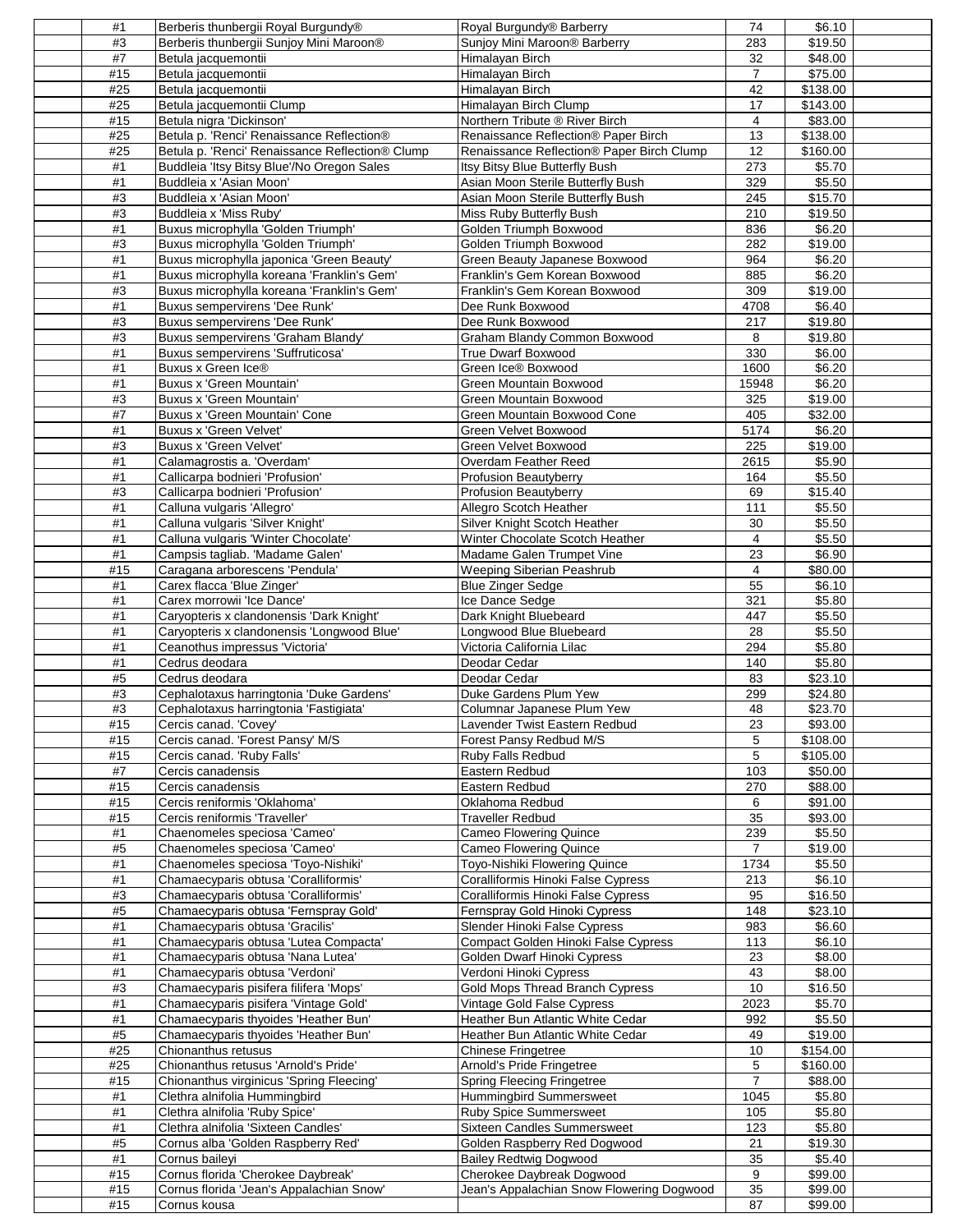| | | | | | | |
|---|---|---|---|---|---|---|
| | #1 | Berberis thunbergii Royal Burgundy® | Royal Burgundy® Barberry | 74 | $6.10 | |
| | #3 | Berberis thunbergii Sunjoy Mini Maroon® | Sunjoy Mini Maroon® Barberry | 283 | $19.50 | |
| | #7 | Betula jacquemontii | Himalayan Birch | 32 | $48.00 | |
| | #15 | Betula jacquemontii | Himalayan Birch | 7 | $75.00 | |
| | #25 | Betula jacquemontii | Himalayan Birch | 42 | $138.00 | |
| | #25 | Betula jacquemontii Clump | Himalayan Birch Clump | 17 | $143.00 | |
| | #15 | Betula nigra 'Dickinson' | Northern Tribute ® River Birch | 4 | $83.00 | |
| | #25 | Betula p. 'Renci' Renaissance Reflection® | Renaissance Reflection® Paper Birch | 13 | $138.00 | |
| | #25 | Betula p. 'Renci' Renaissance Reflection® Clump | Renaissance Reflection® Paper Birch Clump | 12 | $160.00 | |
| | #1 | Buddleia 'Itsy Bitsy Blue'/No Oregon Sales | Itsy Bitsy Blue Butterfly Bush | 273 | $5.70 | |
| | #1 | Buddleia x 'Asian Moon' | Asian Moon Sterile Butterfly Bush | 329 | $5.50 | |
| | #3 | Buddleia x 'Asian Moon' | Asian Moon Sterile Butterfly Bush | 245 | $15.70 | |
| | #3 | Buddleia x 'Miss Ruby' | Miss Ruby Butterfly Bush | 210 | $19.50 | |
| | #1 | Buxus microphylla 'Golden Triumph' | Golden Triumph Boxwood | 836 | $6.20 | |
| | #3 | Buxus microphylla 'Golden Triumph' | Golden Triumph Boxwood | 282 | $19.00 | |
| | #1 | Buxus microphylla japonica 'Green Beauty' | Green Beauty Japanese Boxwood | 964 | $6.20 | |
| | #1 | Buxus microphylla koreana 'Franklin's Gem' | Franklin's Gem Korean Boxwood | 885 | $6.20 | |
| | #3 | Buxus microphylla koreana 'Franklin's Gem' | Franklin's Gem Korean Boxwood | 309 | $19.00 | |
| | #1 | Buxus sempervirens 'Dee Runk' | Dee Runk Boxwood | 4708 | $6.40 | |
| | #3 | Buxus sempervirens 'Dee Runk' | Dee Runk Boxwood | 217 | $19.80 | |
| | #3 | Buxus sempervirens 'Graham Blandy' | Graham Blandy Common Boxwood | 8 | $19.80 | |
| | #1 | Buxus sempervirens 'Suffruticosa' | True Dwarf Boxwood | 330 | $6.00 | |
| | #1 | Buxus x Green Ice® | Green Ice® Boxwood | 1600 | $6.20 | |
| | #1 | Buxus x 'Green Mountain' | Green Mountain Boxwood | 15948 | $6.20 | |
| | #3 | Buxus x 'Green Mountain' | Green Mountain Boxwood | 325 | $19.00 | |
| | #7 | Buxus x 'Green Mountain' Cone | Green Mountain Boxwood Cone | 405 | $32.00 | |
| | #1 | Buxus x 'Green Velvet' | Green Velvet Boxwood | 5174 | $6.20 | |
| | #3 | Buxus x 'Green Velvet' | Green Velvet Boxwood | 225 | $19.00 | |
| | #1 | Calamagrostis a. 'Overdam' | Overdam Feather Reed | 2615 | $5.90 | |
| | #1 | Callicarpa bodnieri 'Profusion' | Profusion Beautyberry | 164 | $5.50 | |
| | #3 | Callicarpa bodnieri 'Profusion' | Profusion Beautyberry | 69 | $15.40 | |
| | #1 | Calluna vulgaris 'Allegro' | Allegro Scotch Heather | 111 | $5.50 | |
| | #1 | Calluna vulgaris 'Silver Knight' | Silver Knight Scotch Heather | 30 | $5.50 | |
| | #1 | Calluna vulgaris 'Winter Chocolate' | Winter Chocolate Scotch Heather | 4 | $5.50 | |
| | #1 | Campsis tagliab. 'Madame Galen' | Madame Galen Trumpet Vine | 23 | $6.90 | |
| | #15 | Caragana arborescens 'Pendula' | Weeping Siberian Peashrub | 4 | $80.00 | |
| | #1 | Carex flacca 'Blue Zinger' | Blue Zinger Sedge | 55 | $6.10 | |
| | #1 | Carex morrowii 'Ice Dance' | Ice Dance Sedge | 321 | $5.80 | |
| | #1 | Caryopteris x clandonensis 'Dark Knight' | Dark Knight Bluebeard | 447 | $5.50 | |
| | #1 | Caryopteris x clandonensis 'Longwood Blue' | Longwood Blue Bluebeard | 28 | $5.50 | |
| | #1 | Ceanothus impressus 'Victoria' | Victoria California Lilac | 294 | $5.80 | |
| | #1 | Cedrus deodara | Deodar Cedar | 140 | $5.80 | |
| | #5 | Cedrus deodara | Deodar Cedar | 83 | $23.10 | |
| | #3 | Cephalotaxus harringtonia 'Duke Gardens' | Duke Gardens Plum Yew | 299 | $24.80 | |
| | #3 | Cephalotaxus harringtonia 'Fastigiata' | Columnar Japanese Plum Yew | 48 | $23.70 | |
| | #15 | Cercis canad. 'Covey' | Lavender Twist Eastern Redbud | 23 | $93.00 | |
| | #15 | Cercis canad. 'Forest Pansy' M/S | Forest Pansy Redbud M/S | 5 | $108.00 | |
| | #15 | Cercis canad. 'Ruby Falls' | Ruby Falls Redbud | 5 | $105.00 | |
| | #7 | Cercis canadensis | Eastern Redbud | 103 | $50.00 | |
| | #15 | Cercis canadensis | Eastern Redbud | 270 | $88.00 | |
| | #15 | Cercis reniformis 'Oklahoma' | Oklahoma Redbud | 6 | $91.00 | |
| | #15 | Cercis reniformis 'Traveller' | Traveller Redbud | 35 | $93.00 | |
| | #1 | Chaenomeles speciosa 'Cameo' | Cameo Flowering Quince | 239 | $5.50 | |
| | #5 | Chaenomeles speciosa 'Cameo' | Cameo Flowering Quince | 7 | $19.00 | |
| | #1 | Chaenomeles speciosa 'Toyo-Nishiki' | Toyo-Nishiki Flowering Quince | 1734 | $5.50 | |
| | #1 | Chamaecyparis obtusa 'Coralliformis' | Coralliformis Hinoki False Cypress | 213 | $6.10 | |
| | #3 | Chamaecyparis obtusa 'Coralliformis' | Coralliformis Hinoki False Cypress | 95 | $16.50 | |
| | #5 | Chamaecyparis obtusa 'Fernspray Gold' | Fernspray Gold Hinoki Cypress | 148 | $23.10 | |
| | #1 | Chamaecyparis obtusa 'Gracilis' | Slender Hinoki False Cypress | 983 | $6.60 | |
| | #1 | Chamaecyparis obtusa 'Lutea Compacta' | Compact Golden Hinoki False Cypress | 113 | $6.10 | |
| | #1 | Chamaecyparis obtusa 'Nana Lutea' | Golden Dwarf Hinoki Cypress | 23 | $8.00 | |
| | #1 | Chamaecyparis obtusa 'Verdoni' | Verdoni Hinoki Cypress | 43 | $8.00 | |
| | #3 | Chamaecyparis pisifera filifera 'Mops' | Gold Mops Thread Branch Cypress | 10 | $16.50 | |
| | #1 | Chamaecyparis pisifera 'Vintage Gold' | Vintage Gold False Cypress | 2023 | $5.70 | |
| | #1 | Chamaecyparis thyoides 'Heather Bun' | Heather Bun Atlantic White Cedar | 992 | $5.50 | |
| | #5 | Chamaecyparis thyoides 'Heather Bun' | Heather Bun Atlantic White Cedar | 49 | $19.00 | |
| | #25 | Chionanthus retusus | Chinese Fringetree | 10 | $154.00 | |
| | #25 | Chionanthus retusus 'Arnold's Pride' | Arnold's Pride Fringetree | 5 | $160.00 | |
| | #15 | Chionanthus virginicus 'Spring Fleecing' | Spring Fleecing Fringetree | 7 | $88.00 | |
| | #1 | Clethra alnifolia Hummingbird | Hummingbird Summersweet | 1045 | $5.80 | |
| | #1 | Clethra alnifolia 'Ruby Spice' | Ruby Spice Summersweet | 105 | $5.80 | |
| | #1 | Clethra alnifolia 'Sixteen Candles' | Sixteen Candles Summersweet | 123 | $5.80 | |
| | #5 | Cornus alba 'Golden Raspberry Red' | Golden Raspberry Red Dogwood | 21 | $19.30 | |
| | #1 | Cornus baileyi | Bailey Redtwig Dogwood | 35 | $5.40 | |
| | #15 | Cornus florida 'Cherokee Daybreak' | Cherokee Daybreak Dogwood | 9 | $99.00 | |
| | #15 | Cornus florida 'Jean's Appalachian Snow' | Jean's Appalachian Snow Flowering Dogwood | 35 | $99.00 | |
| | #15 | Cornus kousa | | 87 | $99.00 | |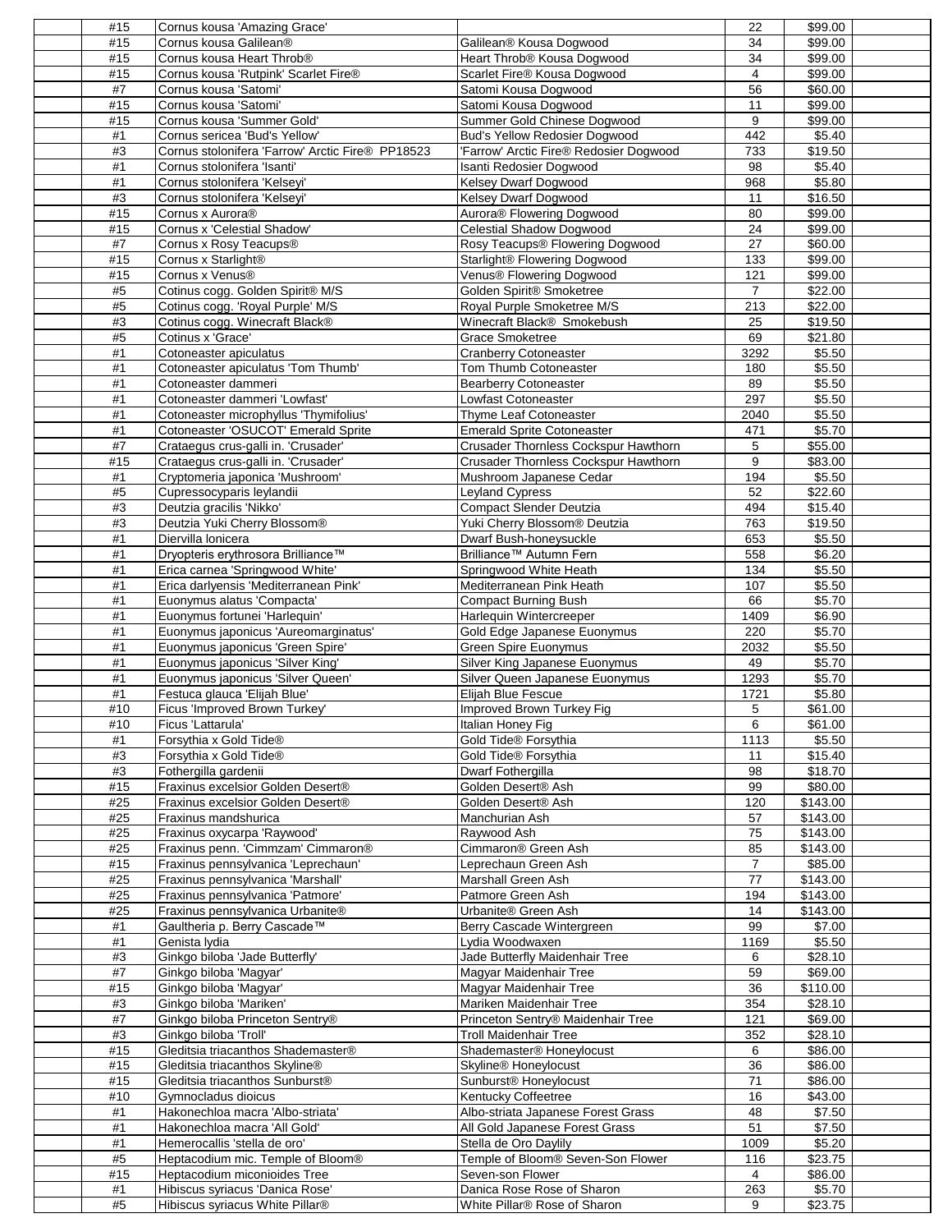| | | | | | | |
|---|---|---|---|---|---|---|
| | #15 | Cornus kousa 'Amazing Grace' | | 22 | $99.00 | |
| | #15 | Cornus kousa Galilean® | Galilean® Kousa Dogwood | 34 | $99.00 | |
| | #15 | Cornus kousa Heart Throb® | Heart Throb® Kousa Dogwood | 34 | $99.00 | |
| | #15 | Cornus kousa 'Rutpink' Scarlet Fire® | Scarlet Fire® Kousa Dogwood | 4 | $99.00 | |
| | #7 | Cornus kousa 'Satomi' | Satomi Kousa Dogwood | 56 | $60.00 | |
| | #15 | Cornus kousa 'Satomi' | Satomi Kousa Dogwood | 11 | $99.00 | |
| | #15 | Cornus kousa 'Summer Gold' | Summer Gold Chinese Dogwood | 9 | $99.00 | |
| | #1 | Cornus sericea 'Bud's Yellow' | Bud's Yellow Redosier Dogwood | 442 | $5.40 | |
| | #3 | Cornus stolonifera 'Farrow' Arctic Fire® PP18523 | 'Farrow' Arctic Fire® Redosier Dogwood | 733 | $19.50 | |
| | #1 | Cornus stolonifera 'Isanti' | Isanti Redosier Dogwood | 98 | $5.40 | |
| | #1 | Cornus stolonifera 'Kelseyi' | Kelsey Dwarf Dogwood | 968 | $5.80 | |
| | #3 | Cornus stolonifera 'Kelseyi' | Kelsey Dwarf Dogwood | 11 | $16.50 | |
| | #15 | Cornus x Aurora® | Aurora® Flowering Dogwood | 80 | $99.00 | |
| | #15 | Cornus x 'Celestial Shadow' | Celestial Shadow Dogwood | 24 | $99.00 | |
| | #7 | Cornus x Rosy Teacups® | Rosy Teacups® Flowering Dogwood | 27 | $60.00 | |
| | #15 | Cornus x Starlight® | Starlight® Flowering Dogwood | 133 | $99.00 | |
| | #15 | Cornus x Venus® | Venus® Flowering Dogwood | 121 | $99.00 | |
| | #5 | Cotinus cogg. Golden Spirit® M/S | Golden Spirit® Smoketree | 7 | $22.00 | |
| | #5 | Cotinus cogg. 'Royal Purple' M/S | Royal Purple Smoketree M/S | 213 | $22.00 | |
| | #3 | Cotinus cogg. Winecraft Black® | Winecraft Black® Smokebush | 25 | $19.50 | |
| | #5 | Cotinus x 'Grace' | Grace Smoketree | 69 | $21.80 | |
| | #1 | Cotoneaster apiculatus | Cranberry Cotoneaster | 3292 | $5.50 | |
| | #1 | Cotoneaster apiculatus 'Tom Thumb' | Tom Thumb Cotoneaster | 180 | $5.50 | |
| | #1 | Cotoneaster dammeri | Bearberry Cotoneaster | 89 | $5.50 | |
| | #1 | Cotoneaster dammeri 'Lowfast' | Lowfast Cotoneaster | 297 | $5.50 | |
| | #1 | Cotoneaster microphyllus 'Thymifolius' | Thyme Leaf Cotoneaster | 2040 | $5.50 | |
| | #1 | Cotoneaster 'OSUCOT' Emerald Sprite | Emerald Sprite Cotoneaster | 471 | $5.70 | |
| | #7 | Crataegus crus-galli in. 'Crusader' | Crusader Thornless Cockspur Hawthorn | 5 | $55.00 | |
| | #15 | Crataegus crus-galli in. 'Crusader' | Crusader Thornless Cockspur Hawthorn | 9 | $83.00 | |
| | #1 | Cryptomeria japonica 'Mushroom' | Mushroom Japanese Cedar | 194 | $5.50 | |
| | #5 | Cupressocyparis leylandii | Leyland Cypress | 52 | $22.60 | |
| | #3 | Deutzia gracilis 'Nikko' | Compact Slender Deutzia | 494 | $15.40 | |
| | #3 | Deutzia Yuki Cherry Blossom® | Yuki Cherry Blossom® Deutzia | 763 | $19.50 | |
| | #1 | Diervilla lonicera | Dwarf Bush-honeysuckle | 653 | $5.50 | |
| | #1 | Dryopteris erythrosora Brilliance™ | Brilliance™ Autumn Fern | 558 | $6.20 | |
| | #1 | Erica carnea 'Springwood White' | Springwood White Heath | 134 | $5.50 | |
| | #1 | Erica darlyensis 'Mediterranean Pink' | Mediterranean Pink Heath | 107 | $5.50 | |
| | #1 | Euonymus alatus 'Compacta' | Compact Burning Bush | 66 | $5.70 | |
| | #1 | Euonymus fortunei 'Harlequin' | Harlequin Wintercreeper | 1409 | $6.90 | |
| | #1 | Euonymus japonicus 'Aureomarginatus' | Gold Edge Japanese Euonymus | 220 | $5.70 | |
| | #1 | Euonymus japonicus 'Green Spire' | Green Spire Euonymus | 2032 | $5.50 | |
| | #1 | Euonymus japonicus 'Silver King' | Silver King Japanese Euonymus | 49 | $5.70 | |
| | #1 | Euonymus japonicus 'Silver Queen' | Silver Queen Japanese Euonymus | 1293 | $5.70 | |
| | #1 | Festuca glauca 'Elijah Blue' | Elijah Blue Fescue | 1721 | $5.80 | |
| | #10 | Ficus 'Improved Brown Turkey' | Improved Brown Turkey Fig | 5 | $61.00 | |
| | #10 | Ficus 'Lattarula' | Italian Honey Fig | 6 | $61.00 | |
| | #1 | Forsythia x Gold Tide® | Gold Tide® Forsythia | 1113 | $5.50 | |
| | #3 | Forsythia x Gold Tide® | Gold Tide® Forsythia | 11 | $15.40 | |
| | #3 | Fothergilla gardenii | Dwarf Fothergilla | 98 | $18.70 | |
| | #15 | Fraxinus excelsior Golden Desert® | Golden Desert® Ash | 99 | $80.00 | |
| | #25 | Fraxinus excelsior Golden Desert® | Golden Desert® Ash | 120 | $143.00 | |
| | #25 | Fraxinus mandshurica | Manchurian Ash | 57 | $143.00 | |
| | #25 | Fraxinus oxycarpa 'Raywood' | Raywood Ash | 75 | $143.00 | |
| | #25 | Fraxinus penn. 'Cimmzam' Cimmaron® | Cimmaron® Green Ash | 85 | $143.00 | |
| | #15 | Fraxinus pennsylvanica 'Leprechaun' | Leprechaun Green Ash | 7 | $85.00 | |
| | #25 | Fraxinus pennsylvanica 'Marshall' | Marshall Green Ash | 77 | $143.00 | |
| | #25 | Fraxinus pennsylvanica 'Patmore' | Patmore Green Ash | 194 | $143.00 | |
| | #25 | Fraxinus pennsylvanica Urbanite® | Urbanite® Green Ash | 14 | $143.00 | |
| | #1 | Gaultheria p. Berry Cascade™ | Berry Cascade Wintergreen | 99 | $7.00 | |
| | #1 | Genista lydia | Lydia Woodwaxen | 1169 | $5.50 | |
| | #3 | Ginkgo biloba 'Jade Butterfly' | Jade Butterfly Maidenhair Tree | 6 | $28.10 | |
| | #7 | Ginkgo biloba 'Magyar' | Magyar Maidenhair Tree | 59 | $69.00 | |
| | #15 | Ginkgo biloba 'Magyar' | Magyar Maidenhair Tree | 36 | $110.00 | |
| | #3 | Ginkgo biloba 'Mariken' | Mariken Maidenhair Tree | 354 | $28.10 | |
| | #7 | Ginkgo biloba Princeton Sentry® | Princeton Sentry® Maidenhair Tree | 121 | $69.00 | |
| | #3 | Ginkgo biloba 'Troll' | Troll Maidenhair Tree | 352 | $28.10 | |
| | #15 | Gleditsia triacanthos Shademaster® | Shademaster® Honeylocust | 6 | $86.00 | |
| | #15 | Gleditsia triacanthos Skyline® | Skyline® Honeylocust | 36 | $86.00 | |
| | #15 | Gleditsia triacanthos Sunburst® | Sunburst® Honeylocust | 71 | $86.00 | |
| | #10 | Gymnocladus dioicus | Kentucky Coffeetree | 16 | $43.00 | |
| | #1 | Hakonechloa macra 'Albo-striata' | Albo-striata Japanese Forest Grass | 48 | $7.50 | |
| | #1 | Hakonechloa macra 'All Gold' | All Gold Japanese Forest Grass | 51 | $7.50 | |
| | #1 | Hemerocallis 'stella de oro' | Stella de Oro Daylily | 1009 | $5.20 | |
| | #5 | Heptacodium mic. Temple of Bloom® | Temple of Bloom® Seven-Son Flower | 116 | $23.75 | |
| | #15 | Heptacodium miconioides Tree | Seven-son Flower | 4 | $86.00 | |
| | #1 | Hibiscus syriacus 'Danica Rose' | Danica Rose Rose of Sharon | 263 | $5.70 | |
| | #5 | Hibiscus syriacus White Pillar® | White Pillar® Rose of Sharon | 9 | $23.75 | |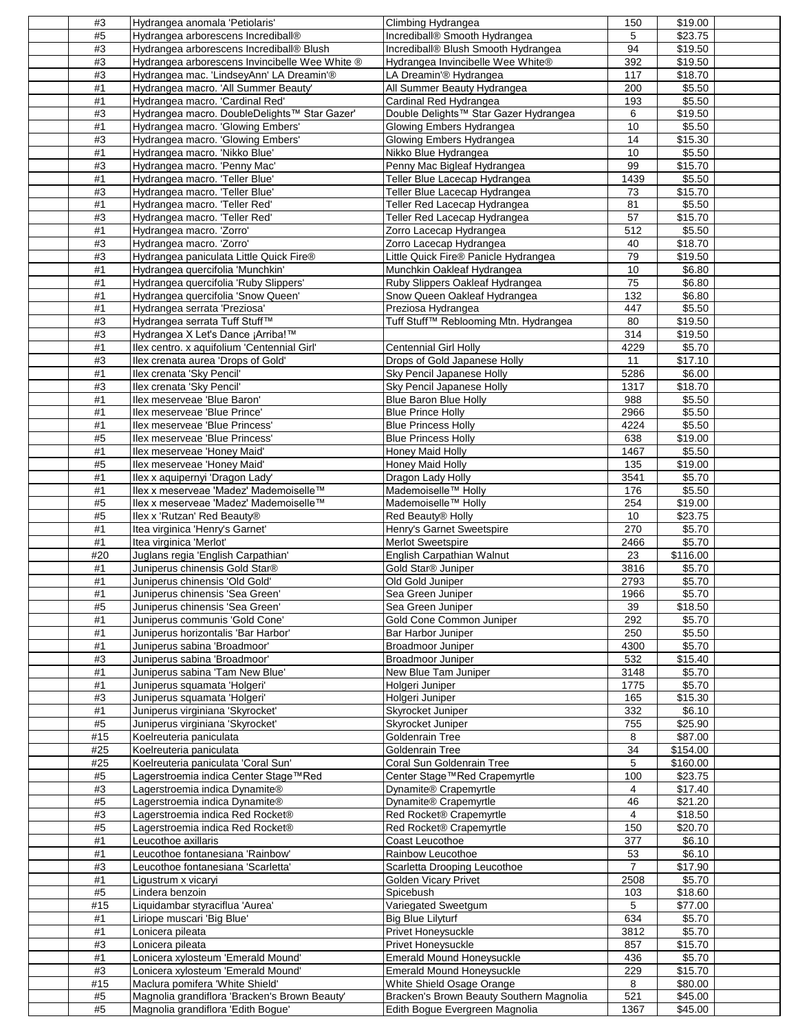| | | | | | | |
|---|---|---|---|---|---|---|
| | #3 | Hydrangea anomala 'Petiolaris' | Climbing Hydrangea | 150 | $19.00 | |
| | #5 | Hydrangea arborescens Incrediball® | Incrediball® Smooth Hydrangea | 5 | $23.75 | |
| | #3 | Hydrangea arborescens Incrediball® Blush | Incrediball® Blush Smooth Hydrangea | 94 | $19.50 | |
| | #3 | Hydrangea arborescens Invincibelle Wee White ® | Hydrangea Invincibelle Wee White® | 392 | $19.50 | |
| | #3 | Hydrangea mac. 'LindseyAnn' LA Dreamin'® | LA Dreamin'® Hydrangea | 117 | $18.70 | |
| | #1 | Hydrangea macro. 'All Summer Beauty' | All Summer Beauty Hydrangea | 200 | $5.50 | |
| | #1 | Hydrangea macro. 'Cardinal Red' | Cardinal Red Hydrangea | 193 | $5.50 | |
| | #3 | Hydrangea macro. DoubleDelights™ Star Gazer' | Double Delights™ Star Gazer Hydrangea | 6 | $19.50 | |
| | #1 | Hydrangea macro. 'Glowing Embers' | Glowing Embers Hydrangea | 10 | $5.50 | |
| | #3 | Hydrangea macro. 'Glowing Embers' | Glowing Embers Hydrangea | 14 | $15.30 | |
| | #1 | Hydrangea macro. 'Nikko Blue' | Nikko Blue Hydrangea | 10 | $5.50 | |
| | #3 | Hydrangea macro. 'Penny Mac' | Penny Mac Bigleaf Hydrangea | 99 | $15.70 | |
| | #1 | Hydrangea macro. 'Teller Blue' | Teller Blue Lacecap Hydrangea | 1439 | $5.50 | |
| | #3 | Hydrangea macro. 'Teller Blue' | Teller Blue Lacecap Hydrangea | 73 | $15.70 | |
| | #1 | Hydrangea macro. 'Teller Red' | Teller Red Lacecap Hydrangea | 81 | $5.50 | |
| | #3 | Hydrangea macro. 'Teller Red' | Teller Red Lacecap Hydrangea | 57 | $15.70 | |
| | #1 | Hydrangea macro. 'Zorro' | Zorro Lacecap Hydrangea | 512 | $5.50 | |
| | #3 | Hydrangea macro. 'Zorro' | Zorro Lacecap Hydrangea | 40 | $18.70 | |
| | #3 | Hydrangea paniculata Little Quick Fire® | Little Quick Fire® Panicle Hydrangea | 79 | $19.50 | |
| | #1 | Hydrangea quercifolia 'Munchkin' | Munchkin Oakleaf Hydrangea | 10 | $6.80 | |
| | #1 | Hydrangea quercifolia 'Ruby Slippers' | Ruby Slippers Oakleaf Hydrangea | 75 | $6.80 | |
| | #1 | Hydrangea quercifolia 'Snow Queen' | Snow Queen Oakleaf Hydrangea | 132 | $6.80 | |
| | #1 | Hydrangea serrata 'Preziosa' | Preziosa Hydrangea | 447 | $5.50 | |
| | #3 | Hydrangea serrata Tuff Stuff™ | Tuff Stuff™ Reblooming Mtn. Hydrangea | 80 | $19.50 | |
| | #3 | Hydrangea X Let's Dance ¡Arriba!™ | | 314 | $19.50 | |
| | #1 | Ilex centro. x aquifolium 'Centennial Girl' | Centennial Girl Holly | 4229 | $5.70 | |
| | #3 | Ilex crenata aurea 'Drops of Gold' | Drops of Gold Japanese Holly | 11 | $17.10 | |
| | #1 | Ilex crenata 'Sky Pencil' | Sky Pencil Japanese Holly | 5286 | $6.00 | |
| | #3 | Ilex crenata 'Sky Pencil' | Sky Pencil Japanese Holly | 1317 | $18.70 | |
| | #1 | Ilex meserveae 'Blue Baron' | Blue Baron Blue Holly | 988 | $5.50 | |
| | #1 | Ilex meserveae 'Blue Prince' | Blue Prince Holly | 2966 | $5.50 | |
| | #1 | Ilex meserveae 'Blue Princess' | Blue Princess Holly | 4224 | $5.50 | |
| | #5 | Ilex meserveae 'Blue Princess' | Blue Princess Holly | 638 | $19.00 | |
| | #1 | Ilex meserveae 'Honey Maid' | Honey Maid Holly | 1467 | $5.50 | |
| | #5 | Ilex meserveae 'Honey Maid' | Honey Maid Holly | 135 | $19.00 | |
| | #1 | Ilex x aquipernyi 'Dragon Lady' | Dragon Lady Holly | 3541 | $5.70 | |
| | #1 | Ilex x meserveae 'Madez' Mademoiselle™ | Mademoiselle™ Holly | 176 | $5.50 | |
| | #5 | Ilex x meserveae 'Madez' Mademoiselle™ | Mademoiselle™ Holly | 254 | $19.00 | |
| | #5 | Ilex x 'Rutzan' Red Beauty® | Red Beauty® Holly | 10 | $23.75 | |
| | #1 | Itea virginica 'Henry's Garnet' | Henry's Garnet Sweetspire | 270 | $5.70 | |
| | #1 | Itea virginica 'Merlot' | Merlot Sweetspire | 2466 | $5.70 | |
| | #20 | Juglans regia 'English Carpathian' | English Carpathian Walnut | 23 | $116.00 | |
| | #1 | Juniperus chinensis Gold Star® | Gold Star® Juniper | 3816 | $5.70 | |
| | #1 | Juniperus chinensis 'Old Gold' | Old Gold Juniper | 2793 | $5.70 | |
| | #1 | Juniperus chinensis 'Sea Green' | Sea Green Juniper | 1966 | $5.70 | |
| | #5 | Juniperus chinensis 'Sea Green' | Sea Green Juniper | 39 | $18.50 | |
| | #1 | Juniperus communis 'Gold Cone' | Gold Cone Common Juniper | 292 | $5.70 | |
| | #1 | Juniperus horizontalis 'Bar Harbor' | Bar Harbor Juniper | 250 | $5.50 | |
| | #1 | Juniperus sabina 'Broadmoor' | Broadmoor Juniper | 4300 | $5.70 | |
| | #3 | Juniperus sabina 'Broadmoor' | Broadmoor Juniper | 532 | $15.40 | |
| | #1 | Juniperus sabina 'Tam New Blue' | New Blue Tam Juniper | 3148 | $5.70 | |
| | #1 | Juniperus squamata 'Holgeri' | Holgeri Juniper | 1775 | $5.70 | |
| | #3 | Juniperus squamata 'Holgeri' | Holgeri Juniper | 165 | $15.30 | |
| | #1 | Juniperus virginiana 'Skyrocket' | Skyrocket Juniper | 332 | $6.10 | |
| | #5 | Juniperus virginiana 'Skyrocket' | Skyrocket Juniper | 755 | $25.90 | |
| | #15 | Koelreuteria paniculata | Goldenrain Tree | 8 | $87.00 | |
| | #25 | Koelreuteria paniculata | Goldenrain Tree | 34 | $154.00 | |
| | #25 | Koelreuteria paniculata 'Coral Sun' | Coral Sun Goldenrain Tree | 5 | $160.00 | |
| | #5 | Lagerstroemia indica Center Stage™Red | Center Stage™Red Crapemyrtle | 100 | $23.75 | |
| | #3 | Lagerstroemia indica Dynamite® | Dynamite® Crapemyrtle | 4 | $17.40 | |
| | #5 | Lagerstroemia indica Dynamite® | Dynamite® Crapemyrtle | 46 | $21.20 | |
| | #3 | Lagerstroemia indica Red Rocket® | Red Rocket® Crapemyrtle | 4 | $18.50 | |
| | #5 | Lagerstroemia indica Red Rocket® | Red Rocket® Crapemyrtle | 150 | $20.70 | |
| | #1 | Leucothoe axillaris | Coast Leucothoe | 377 | $6.10 | |
| | #1 | Leucothoe fontanesiana 'Rainbow' | Rainbow Leucothoe | 53 | $6.10 | |
| | #3 | Leucothoe fontanesiana 'Scarletta' | Scarletta Drooping Leucothoe | 7 | $17.90 | |
| | #1 | Ligustrum x vicaryi | Golden Vicary Privet | 2508 | $5.70 | |
| | #5 | Lindera benzoin | Spicebush | 103 | $18.60 | |
| | #15 | Liquidambar styraciflua 'Aurea' | Variegated Sweetgum | 5 | $77.00 | |
| | #1 | Liriope muscari 'Big Blue' | Big Blue Lilyturf | 634 | $5.70 | |
| | #1 | Lonicera pileata | Privet Honeysuckle | 3812 | $5.70 | |
| | #3 | Lonicera pileata | Privet Honeysuckle | 857 | $15.70 | |
| | #1 | Lonicera xylosteum 'Emerald Mound' | Emerald Mound Honeysuckle | 436 | $5.70 | |
| | #3 | Lonicera xylosteum 'Emerald Mound' | Emerald Mound Honeysuckle | 229 | $15.70 | |
| | #15 | Maclura pomifera 'White Shield' | White Shield Osage Orange | 8 | $80.00 | |
| | #5 | Magnolia grandiflora 'Bracken's Brown Beauty' | Bracken's Brown Beauty Southern Magnolia | 521 | $45.00 | |
| | #5 | Magnolia grandiflora 'Edith Bogue' | Edith Bogue Evergreen Magnolia | 1367 | $45.00 | |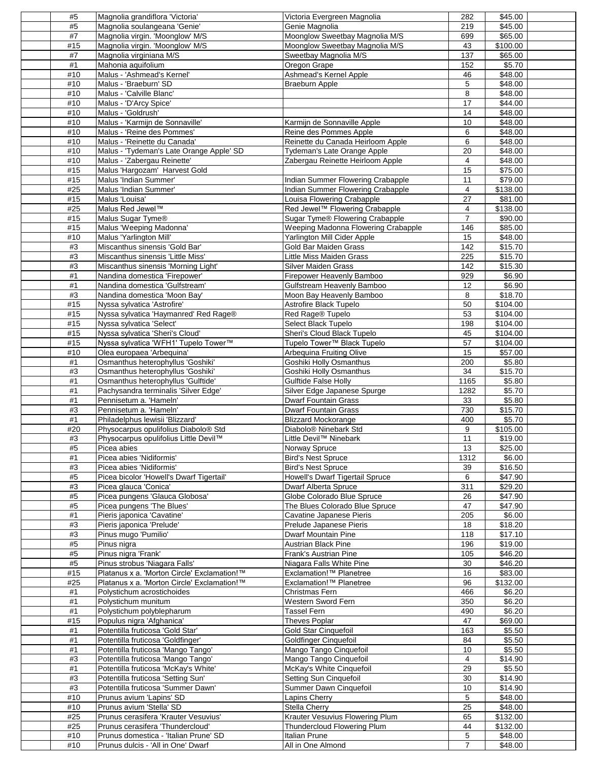|  | Size | Botanical Name | Common Name | Qty | Price |  |
|---|---|---|---|---|---|---|
|  | #5 | Magnolia grandiflora 'Victoria' | Victoria Evergreen Magnolia | 282 | $45.00 |  |
|  | #5 | Magnolia soulangeana 'Genie' | Genie Magnolia | 219 | $45.00 |  |
|  | #7 | Magnolia virgin. 'Moonglow' M/S | Moonglow Sweetbay Magnolia M/S | 699 | $65.00 |  |
|  | #15 | Magnolia virgin. 'Moonglow' M/S | Moonglow Sweetbay Magnolia M/S | 43 | $100.00 |  |
|  | #7 | Magnolia virginiana M/S | Sweetbay Magnolia M/S | 137 | $65.00 |  |
|  | #1 | Mahonia aquifolium | Oregon Grape | 152 | $5.70 |  |
|  | #10 | Malus - 'Ashmead's Kernel' | Ashmead's Kernel Apple | 46 | $48.00 |  |
|  | #10 | Malus - 'Braeburn' SD | Braeburn Apple | 5 | $48.00 |  |
|  | #10 | Malus - 'Calville Blanc' |  | 8 | $48.00 |  |
|  | #10 | Malus - 'D'Arcy Spice' |  | 17 | $44.00 |  |
|  | #10 | Malus - 'Goldrush' |  | 14 | $48.00 |  |
|  | #10 | Malus - 'Karmijn de Sonnaville' | Karmijn de Sonnaville Apple | 10 | $48.00 |  |
|  | #10 | Malus - 'Reine des Pommes' | Reine des Pommes Apple | 6 | $48.00 |  |
|  | #10 | Malus - 'Reinette du Canada' | Reinette du Canada Heirloom Apple | 6 | $48.00 |  |
|  | #10 | Malus - 'Tydeman's Late Orange Apple' SD | Tydeman's Late Orange Apple | 20 | $48.00 |  |
|  | #10 | Malus - 'Zabergau Reinette' | Zabergau Reinette Heirloom Apple | 4 | $48.00 |  |
|  | #15 | Malus 'Hargozam' Harvest Gold |  | 15 | $75.00 |  |
|  | #15 | Malus 'Indian Summer' | Indian Summer Flowering Crabapple | 11 | $79.00 |  |
|  | #25 | Malus 'Indian Summer' | Indian Summer Flowering Crabapple | 4 | $138.00 |  |
|  | #15 | Malus 'Louisa' | Louisa Flowering Crabapple | 27 | $81.00 |  |
|  | #25 | Malus Red Jewel™ | Red Jewel™ Flowering Crabapple | 4 | $138.00 |  |
|  | #15 | Malus Sugar Tyme® | Sugar Tyme® Flowering Crabapple | 7 | $90.00 |  |
|  | #15 | Malus 'Weeping Madonna' | Weeping Madonna Flowering Crabapple | 146 | $85.00 |  |
|  | #10 | Malus 'Yarlington Mill' | Yarlington Mill Cider Apple | 15 | $48.00 |  |
|  | #3 | Miscanthus sinensis 'Gold Bar' | Gold Bar Maiden Grass | 142 | $15.70 |  |
|  | #3 | Miscanthus sinensis 'Little Miss' | Little Miss Maiden Grass | 225 | $15.70 |  |
|  | #3 | Miscanthus sinensis 'Morning Light' | Silver Maiden Grass | 142 | $15.30 |  |
|  | #1 | Nandina domestica 'Firepower' | Firepower Heavenly Bamboo | 929 | $6.90 |  |
|  | #1 | Nandina domestica 'Gulfstream' | Gulfstream Heavenly Bamboo | 12 | $6.90 |  |
|  | #3 | Nandina domestica 'Moon Bay' | Moon Bay Heavenly Bamboo | 8 | $18.70 |  |
|  | #15 | Nyssa sylvatica 'Astrofire' | Astrofire Black Tupelo | 50 | $104.00 |  |
|  | #15 | Nyssa sylvatica 'Haymanred' Red Rage® | Red Rage® Tupelo | 53 | $104.00 |  |
|  | #15 | Nyssa sylvatica 'Select' | Select Black Tupelo | 198 | $104.00 |  |
|  | #15 | Nyssa sylvatica 'Sheri's Cloud' | Sheri's Cloud Black Tupelo | 45 | $104.00 |  |
|  | #15 | Nyssa sylvatica 'WFH1' Tupelo Tower™ | Tupelo Tower™ Black Tupelo | 57 | $104.00 |  |
|  | #10 | Olea europaea 'Arbequina' | Arbequina Fruiting Olive | 15 | $57.00 |  |
|  | #1 | Osmanthus heterophyllus 'Goshiki' | Goshiki Holly Osmanthus | 200 | $5.80 |  |
|  | #3 | Osmanthus heterophyllus 'Goshiki' | Goshiki Holly Osmanthus | 34 | $15.70 |  |
|  | #1 | Osmanthus heterophyllus 'Gulftide' | Gulftide False Holly | 1165 | $5.80 |  |
|  | #1 | Pachysandra terminalis 'Silver Edge' | Silver Edge Japanese Spurge | 1282 | $5.70 |  |
|  | #1 | Pennisetum a. 'Hameln' | Dwarf Fountain Grass | 33 | $5.80 |  |
|  | #3 | Pennisetum a. 'Hameln' | Dwarf Fountain Grass | 730 | $15.70 |  |
|  | #1 | Philadelphus lewisii 'Blizzard' | Blizzard Mockorange | 400 | $5.70 |  |
|  | #20 | Physocarpus opulifolius Diabolo® Std | Diabolo® Ninebark Std | 9 | $105.00 |  |
|  | #3 | Physocarpus opulifolius Little Devil™ | Little Devil™ Ninebark | 11 | $19.00 |  |
|  | #5 | Picea abies | Norway Spruce | 13 | $25.00 |  |
|  | #1 | Picea abies 'Nidiformis' | Bird's Nest Spruce | 1312 | $6.00 |  |
|  | #3 | Picea abies 'Nidiformis' | Bird's Nest Spruce | 39 | $16.50 |  |
|  | #5 | Picea bicolor 'Howell's Dwarf Tigertail' | Howell's Dwarf Tigertail Spruce | 6 | $47.90 |  |
|  | #3 | Picea glauca 'Conica' | Dwarf Alberta Spruce | 311 | $29.20 |  |
|  | #5 | Picea pungens 'Glauca Globosa' | Globe Colorado Blue Spruce | 26 | $47.90 |  |
|  | #5 | Picea pungens 'The Blues' | The Blues Colorado Blue Spruce | 47 | $47.90 |  |
|  | #1 | Pieris japonica 'Cavatine' | Cavatine Japanese Pieris | 205 | $6.00 |  |
|  | #3 | Pieris japonica 'Prelude' | Prelude Japanese Pieris | 18 | $18.20 |  |
|  | #3 | Pinus mugo 'Pumilio' | Dwarf Mountain Pine | 118 | $17.10 |  |
|  | #5 | Pinus nigra | Austrian Black Pine | 196 | $19.00 |  |
|  | #5 | Pinus nigra 'Frank' | Frank's Austrian Pine | 105 | $46.20 |  |
|  | #5 | Pinus strobus 'Niagara Falls' | Niagara Falls White Pine | 30 | $46.20 |  |
|  | #15 | Platanus x a. 'Morton Circle' Exclamation!™ | Exclamation!™ Planetree | 16 | $83.00 |  |
|  | #25 | Platanus x a. 'Morton Circle' Exclamation!™ | Exclamation!™ Planetree | 96 | $132.00 |  |
|  | #1 | Polystichum acrostichoides | Christmas Fern | 466 | $6.20 |  |
|  | #1 | Polystichum munitum | Western Sword Fern | 350 | $6.20 |  |
|  | #1 | Polystichum polyblepharum | Tassel Fern | 490 | $6.20 |  |
|  | #15 | Populus nigra 'Afghanica' | Theves Poplar | 47 | $69.00 |  |
|  | #1 | Potentilla fruticosa 'Gold Star' | Gold Star Cinquefoil | 163 | $5.50 |  |
|  | #1 | Potentilla fruticosa 'Goldfinger' | Goldfinger Cinquefoil | 84 | $5.50 |  |
|  | #1 | Potentilla fruticosa 'Mango Tango' | Mango Tango Cinquefoil | 10 | $5.50 |  |
|  | #3 | Potentilla fruticosa 'Mango Tango' | Mango Tango Cinquefoil | 4 | $14.90 |  |
|  | #1 | Potentilla fruticosa 'McKay's White' | McKay's White Cinquefoil | 29 | $5.50 |  |
|  | #3 | Potentilla fruticosa 'Setting Sun' | Setting Sun Cinquefoil | 30 | $14.90 |  |
|  | #3 | Potentilla fruticosa 'Summer Dawn' | Summer Dawn Cinquefoil | 10 | $14.90 |  |
|  | #10 | Prunus avium 'Lapins' SD | Lapins Cherry | 5 | $48.00 |  |
|  | #10 | Prunus avium 'Stella' SD | Stella Cherry | 25 | $48.00 |  |
|  | #25 | Prunus cerasifera 'Krauter Vesuvius' | Krauter Vesuvius Flowering Plum | 65 | $132.00 |  |
|  | #25 | Prunus cerasifera 'Thundercloud' | Thundercloud Flowering Plum | 44 | $132.00 |  |
|  | #10 | Prunus domestica - 'Italian Prune' SD | Italian Prune | 5 | $48.00 |  |
|  | #10 | Prunus dulcis - 'All in One' Dwarf | All in One Almond | 7 | $48.00 |  |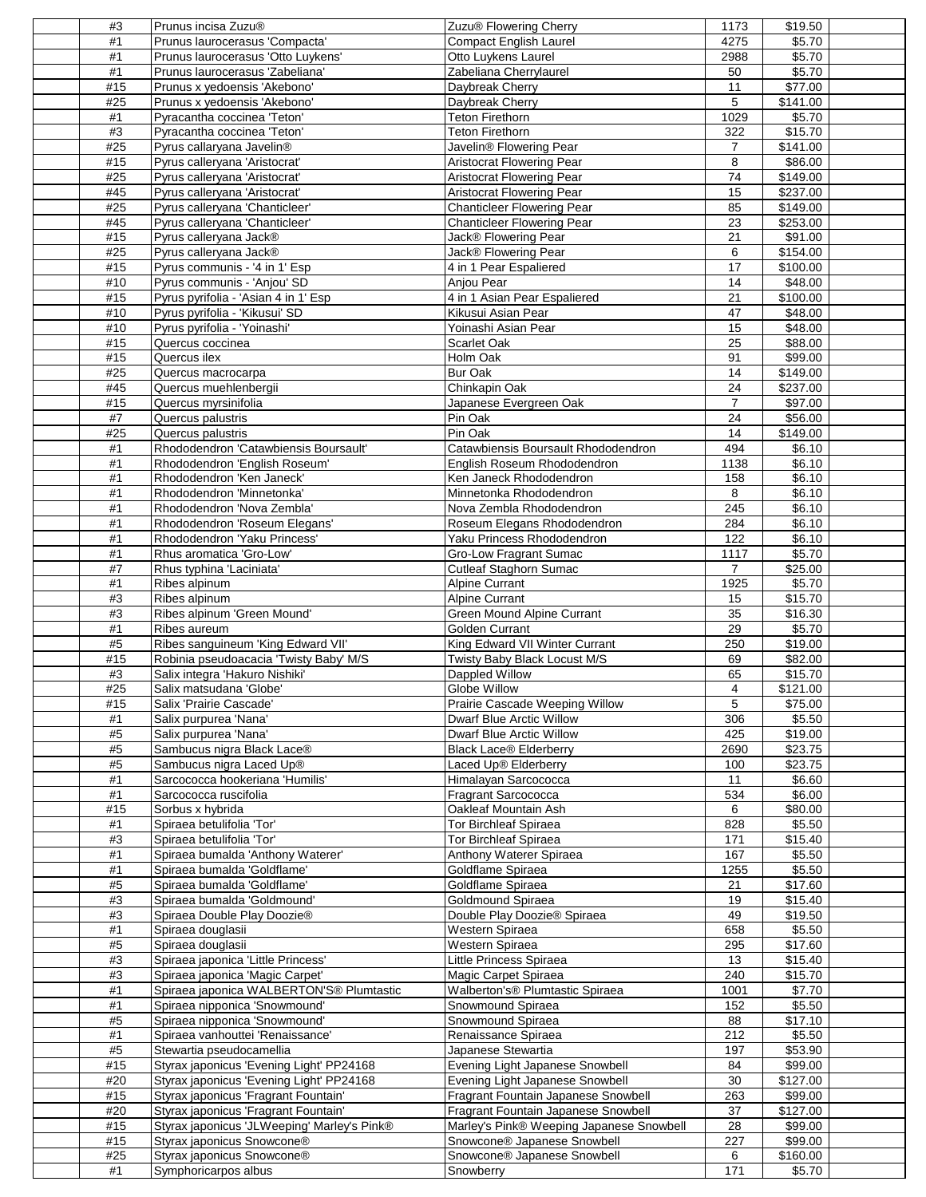|  |  |  |  |  |  |  |
|---|---|---|---|---|---|---|
|  | #3 | Prunus incisa Zuzu® | Zuzu® Flowering Cherry | 1173 | $19.50 |  |
|  | #1 | Prunus laurocerasus 'Compacta' | Compact English Laurel | 4275 | $5.70 |  |
|  | #1 | Prunus laurocerasus 'Otto Luykens' | Otto Luykens Laurel | 2988 | $5.70 |  |
|  | #1 | Prunus laurocerasus 'Zabeliana' | Zabeliana Cherrylaurel | 50 | $5.70 |  |
|  | #15 | Prunus x yedoensis 'Akebono' | Daybreak Cherry | 11 | $77.00 |  |
|  | #25 | Prunus x yedoensis 'Akebono' | Daybreak Cherry | 5 | $141.00 |  |
|  | #1 | Pyracantha coccinea 'Teton' | Teton Firethorn | 1029 | $5.70 |  |
|  | #3 | Pyracantha coccinea 'Teton' | Teton Firethorn | 322 | $15.70 |  |
|  | #25 | Pyrus callaryana Javelin® | Javelin® Flowering Pear | 7 | $141.00 |  |
|  | #15 | Pyrus calleryana 'Aristocrat' | Aristocrat Flowering Pear | 8 | $86.00 |  |
|  | #25 | Pyrus calleryana 'Aristocrat' | Aristocrat Flowering Pear | 74 | $149.00 |  |
|  | #45 | Pyrus calleryana 'Aristocrat' | Aristocrat Flowering Pear | 15 | $237.00 |  |
|  | #25 | Pyrus calleryana 'Chanticleer' | Chanticleer Flowering Pear | 85 | $149.00 |  |
|  | #45 | Pyrus calleryana 'Chanticleer' | Chanticleer Flowering Pear | 23 | $253.00 |  |
|  | #15 | Pyrus calleryana Jack® | Jack® Flowering Pear | 21 | $91.00 |  |
|  | #25 | Pyrus calleryana Jack® | Jack® Flowering Pear | 6 | $154.00 |  |
|  | #15 | Pyrus communis - '4 in 1' Esp | 4 in 1 Pear Espaliered | 17 | $100.00 |  |
|  | #10 | Pyrus communis - 'Anjou' SD | Anjou Pear | 14 | $48.00 |  |
|  | #15 | Pyrus pyrifolia - 'Asian 4 in 1' Esp | 4 in 1 Asian Pear Espaliered | 21 | $100.00 |  |
|  | #10 | Pyrus pyrifolia - 'Kikusui' SD | Kikusui Asian Pear | 47 | $48.00 |  |
|  | #10 | Pyrus pyrifolia - 'Yoinashi' | Yoinashi Asian Pear | 15 | $48.00 |  |
|  | #15 | Quercus coccinea | Scarlet Oak | 25 | $88.00 |  |
|  | #15 | Quercus ilex | Holm Oak | 91 | $99.00 |  |
|  | #25 | Quercus macrocarpa | Bur Oak | 14 | $149.00 |  |
|  | #45 | Quercus muehlenbergii | Chinkapin Oak | 24 | $237.00 |  |
|  | #15 | Quercus myrsinifolia | Japanese Evergreen Oak | 7 | $97.00 |  |
|  | #7 | Quercus palustris | Pin Oak | 24 | $56.00 |  |
|  | #25 | Quercus palustris | Pin Oak | 14 | $149.00 |  |
|  | #1 | Rhododendron 'Catawbiensis Boursault' | Catawbiensis Boursault Rhododendron | 494 | $6.10 |  |
|  | #1 | Rhododendron 'English Roseum' | English Roseum Rhododendron | 1138 | $6.10 |  |
|  | #1 | Rhododendron 'Ken Janeck' | Ken Janeck Rhododendron | 158 | $6.10 |  |
|  | #1 | Rhododendron 'Minnetonka' | Minnetonka Rhododendron | 8 | $6.10 |  |
|  | #1 | Rhododendron 'Nova Zembla' | Nova Zembla Rhododendron | 245 | $6.10 |  |
|  | #1 | Rhododendron 'Roseum Elegans' | Roseum Elegans Rhododendron | 284 | $6.10 |  |
|  | #1 | Rhododendron 'Yaku Princess' | Yaku Princess Rhododendron | 122 | $6.10 |  |
|  | #1 | Rhus aromatica 'Gro-Low' | Gro-Low Fragrant Sumac | 1117 | $5.70 |  |
|  | #7 | Rhus typhina 'Laciniata' | Cutleaf Staghorn Sumac | 7 | $25.00 |  |
|  | #1 | Ribes alpinum | Alpine Currant | 1925 | $5.70 |  |
|  | #3 | Ribes alpinum | Alpine Currant | 15 | $15.70 |  |
|  | #3 | Ribes alpinum 'Green Mound' | Green Mound Alpine Currant | 35 | $16.30 |  |
|  | #1 | Ribes aureum | Golden Currant | 29 | $5.70 |  |
|  | #5 | Ribes sanguineum 'King Edward VII' | King Edward VII Winter Currant | 250 | $19.00 |  |
|  | #15 | Robinia pseudoacacia 'Twisty Baby' M/S | Twisty Baby Black Locust M/S | 69 | $82.00 |  |
|  | #3 | Salix integra 'Hakuro Nishiki' | Dappled Willow | 65 | $15.70 |  |
|  | #25 | Salix matsudana 'Globe' | Globe Willow | 4 | $121.00 |  |
|  | #15 | Salix 'Prairie Cascade' | Prairie Cascade Weeping Willow | 5 | $75.00 |  |
|  | #1 | Salix purpurea 'Nana' | Dwarf Blue Arctic Willow | 306 | $5.50 |  |
|  | #5 | Salix purpurea 'Nana' | Dwarf Blue Arctic Willow | 425 | $19.00 |  |
|  | #5 | Sambucus nigra Black Lace® | Black Lace® Elderberry | 2690 | $23.75 |  |
|  | #5 | Sambucus nigra Laced Up® | Laced Up® Elderberry | 100 | $23.75 |  |
|  | #1 | Sarcococca hookeriana 'Humilis' | Himalayan Sarcococca | 11 | $6.60 |  |
|  | #1 | Sarcococca ruscifolia | Fragrant Sarcococca | 534 | $6.00 |  |
|  | #15 | Sorbus x hybrida | Oakleaf Mountain Ash | 6 | $80.00 |  |
|  | #1 | Spiraea betulifolia 'Tor' | Tor Birchleaf Spiraea | 828 | $5.50 |  |
|  | #3 | Spiraea betulifolia 'Tor' | Tor Birchleaf Spiraea | 171 | $15.40 |  |
|  | #1 | Spiraea bumalda 'Anthony Waterer' | Anthony Waterer Spiraea | 167 | $5.50 |  |
|  | #1 | Spiraea bumalda 'Goldflame' | Goldflame Spiraea | 1255 | $5.50 |  |
|  | #5 | Spiraea bumalda 'Goldflame' | Goldflame Spiraea | 21 | $17.60 |  |
|  | #3 | Spiraea bumalda 'Goldmound' | Goldmound Spiraea | 19 | $15.40 |  |
|  | #3 | Spiraea Double Play Doozie® | Double Play Doozie® Spiraea | 49 | $19.50 |  |
|  | #1 | Spiraea douglasii | Western Spiraea | 658 | $5.50 |  |
|  | #5 | Spiraea douglasii | Western Spiraea | 295 | $17.60 |  |
|  | #3 | Spiraea japonica 'Little Princess' | Little Princess Spiraea | 13 | $15.40 |  |
|  | #3 | Spiraea japonica 'Magic Carpet' | Magic Carpet Spiraea | 240 | $15.70 |  |
|  | #1 | Spiraea japonica WALBERTON'S® Plumtastic | Walberton's® Plumtastic Spiraea | 1001 | $7.70 |  |
|  | #1 | Spiraea nipponica 'Snowmound' | Snowmound Spiraea | 152 | $5.50 |  |
|  | #5 | Spiraea nipponica 'Snowmound' | Snowmound Spiraea | 88 | $17.10 |  |
|  | #1 | Spiraea vanhouttei 'Renaissance' | Renaissance Spiraea | 212 | $5.50 |  |
|  | #5 | Stewartia pseudocamellia | Japanese Stewartia | 197 | $53.90 |  |
|  | #15 | Styrax japonicus 'Evening Light' PP24168 | Evening Light Japanese Snowbell | 84 | $99.00 |  |
|  | #20 | Styrax japonicus 'Evening Light' PP24168 | Evening Light Japanese Snowbell | 30 | $127.00 |  |
|  | #15 | Styrax japonicus 'Fragrant Fountain' | Fragrant Fountain Japanese Snowbell | 263 | $99.00 |  |
|  | #20 | Styrax japonicus 'Fragrant Fountain' | Fragrant Fountain Japanese Snowbell | 37 | $127.00 |  |
|  | #15 | Styrax japonicus 'JLWeeping' Marley's Pink® | Marley's Pink® Weeping Japanese Snowbell | 28 | $99.00 |  |
|  | #15 | Styrax japonicus Snowcone® | Snowcone® Japanese Snowbell | 227 | $99.00 |  |
|  | #25 | Styrax japonicus Snowcone® | Snowcone® Japanese Snowbell | 6 | $160.00 |  |
|  | #1 | Symphoricarpos albus | Snowberry | 171 | $5.70 |  |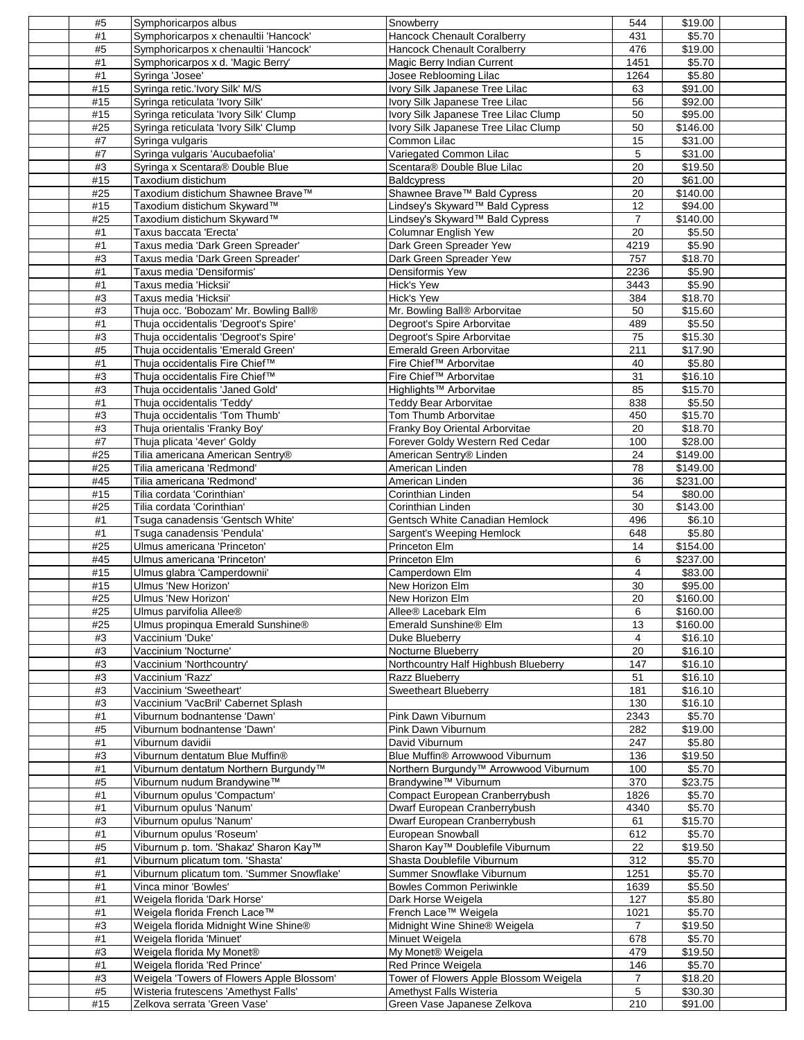|  | #5 | Symphoricarpos albus | Snowberry | 544 | $19.00 |  |
|---|---|---|---|---|---|---|
|  | #1 | Symphoricarpos x chenaultii 'Hancock' | Hancock Chenault Coralberry | 431 | $5.70 |  |
|  | #5 | Symphoricarpos x chenaultii 'Hancock' | Hancock Chenault Coralberry | 476 | $19.00 |  |
|  | #1 | Symphoricarpos x d. 'Magic Berry' | Magic Berry Indian Current | 1451 | $5.70 |  |
|  | #1 | Syringa 'Josee' | Josee Reblooming Lilac | 1264 | $5.80 |  |
|  | #15 | Syringa retic.'Ivory Silk' M/S | Ivory Silk Japanese Tree Lilac | 63 | $91.00 |  |
|  | #15 | Syringa reticulata 'Ivory Silk' | Ivory Silk Japanese Tree Lilac | 56 | $92.00 |  |
|  | #15 | Syringa reticulata 'Ivory Silk' Clump | Ivory Silk Japanese Tree Lilac Clump | 50 | $95.00 |  |
|  | #25 | Syringa reticulata 'Ivory Silk' Clump | Ivory Silk Japanese Tree Lilac Clump | 50 | $146.00 |  |
|  | #7 | Syringa vulgaris | Common Lilac | 15 | $31.00 |  |
|  | #7 | Syringa vulgaris 'Aucubaefolia' | Variegated Common Lilac | 5 | $31.00 |  |
|  | #3 | Syringa x Scentara® Double Blue | Scentara® Double Blue Lilac | 20 | $19.50 |  |
|  | #15 | Taxodium distichum | Baldcypress | 20 | $61.00 |  |
|  | #25 | Taxodium distichum Shawnee Brave™ | Shawnee Brave™ Bald Cypress | 20 | $140.00 |  |
|  | #15 | Taxodium distichum Skyward™ | Lindsey's Skyward™ Bald Cypress | 12 | $94.00 |  |
|  | #25 | Taxodium distichum Skyward™ | Lindsey's Skyward™ Bald Cypress | 7 | $140.00 |  |
|  | #1 | Taxus baccata 'Erecta' | Columnar English Yew | 20 | $5.50 |  |
|  | #1 | Taxus media 'Dark Green Spreader' | Dark Green Spreader Yew | 4219 | $5.90 |  |
|  | #3 | Taxus media 'Dark Green Spreader' | Dark Green Spreader Yew | 757 | $18.70 |  |
|  | #1 | Taxus media 'Densiformis' | Densiformis Yew | 2236 | $5.90 |  |
|  | #1 | Taxus media 'Hicksii' | Hick's Yew | 3443 | $5.90 |  |
|  | #3 | Taxus media 'Hicksii' | Hick's Yew | 384 | $18.70 |  |
|  | #3 | Thuja occ. 'Bobozam' Mr. Bowling Ball® | Mr. Bowling Ball® Arborvitae | 50 | $15.60 |  |
|  | #1 | Thuja occidentalis 'Degroot's Spire' | Degroot's Spire Arborvitae | 489 | $5.50 |  |
|  | #3 | Thuja occidentalis 'Degroot's Spire' | Degroot's Spire Arborvitae | 75 | $15.30 |  |
|  | #5 | Thuja occidentalis 'Emerald Green' | Emerald Green Arborvitae | 211 | $17.90 |  |
|  | #1 | Thuja occidentalis Fire Chief™ | Fire Chief™ Arborvitae | 40 | $5.80 |  |
|  | #3 | Thuja occidentalis Fire Chief™ | Fire Chief™ Arborvitae | 31 | $16.10 |  |
|  | #3 | Thuja occidentalis 'Janed Gold' | Highlights™ Arborvitae | 85 | $15.70 |  |
|  | #1 | Thuja occidentalis 'Teddy' | Teddy Bear Arborvitae | 838 | $5.50 |  |
|  | #3 | Thuja occidentalis 'Tom Thumb' | Tom Thumb Arborvitae | 450 | $15.70 |  |
|  | #3 | Thuja orientalis 'Franky Boy' | Franky Boy Oriental Arborvitae | 20 | $18.70 |  |
|  | #7 | Thuja plicata '4ever' Goldy | Forever Goldy Western Red Cedar | 100 | $28.00 |  |
|  | #25 | Tilia americana American Sentry® | American Sentry® Linden | 24 | $149.00 |  |
|  | #25 | Tilia americana 'Redmond' | American Linden | 78 | $149.00 |  |
|  | #45 | Tilia americana 'Redmond' | American Linden | 36 | $231.00 |  |
|  | #15 | Tilia cordata 'Corinthian' | Corinthian Linden | 54 | $80.00 |  |
|  | #25 | Tilia cordata 'Corinthian' | Corinthian Linden | 30 | $143.00 |  |
|  | #1 | Tsuga canadensis 'Gentsch White' | Gentsch White Canadian Hemlock | 496 | $6.10 |  |
|  | #1 | Tsuga canadensis 'Pendula' | Sargent's Weeping Hemlock | 648 | $5.80 |  |
|  | #25 | Ulmus americana 'Princeton' | Princeton Elm | 14 | $154.00 |  |
|  | #45 | Ulmus americana 'Princeton' | Princeton Elm | 6 | $237.00 |  |
|  | #15 | Ulmus glabra 'Camperdownii' | Camperdown Elm | 4 | $83.00 |  |
|  | #15 | Ulmus 'New Horizon' | New Horizon Elm | 30 | $95.00 |  |
|  | #25 | Ulmus 'New Horizon' | New Horizon Elm | 20 | $160.00 |  |
|  | #25 | Ulmus parvifolia Allee® | Allee® Lacebark Elm | 6 | $160.00 |  |
|  | #25 | Ulmus propinqua Emerald Sunshine® | Emerald Sunshine® Elm | 13 | $160.00 |  |
|  | #3 | Vaccinium 'Duke' | Duke Blueberry | 4 | $16.10 |  |
|  | #3 | Vaccinium 'Nocturne' | Nocturne Blueberry | 20 | $16.10 |  |
|  | #3 | Vaccinium 'Northcountry' | Northcountry Half Highbush Blueberry | 147 | $16.10 |  |
|  | #3 | Vaccinium 'Razz' | Razz Blueberry | 51 | $16.10 |  |
|  | #3 | Vaccinium 'Sweetheart' | Sweetheart Blueberry | 181 | $16.10 |  |
|  | #3 | Vaccinium 'VacBril' Cabernet Splash |  | 130 | $16.10 |  |
|  | #1 | Viburnum bodnantense 'Dawn' | Pink Dawn Viburnum | 2343 | $5.70 |  |
|  | #5 | Viburnum bodnantense 'Dawn' | Pink Dawn Viburnum | 282 | $19.00 |  |
|  | #1 | Viburnum davidii | David Viburnum | 247 | $5.80 |  |
|  | #3 | Viburnum dentatum Blue Muffin® | Blue Muffin® Arrowwood Viburnum | 136 | $19.50 |  |
|  | #1 | Viburnum dentatum Northern Burgundy™ | Northern Burgundy™ Arrowwood Viburnum | 100 | $5.70 |  |
|  | #5 | Viburnum nudum Brandywine™ | Brandywine™ Viburnum | 370 | $23.75 |  |
|  | #1 | Viburnum opulus 'Compactum' | Compact European Cranberrybush | 1826 | $5.70 |  |
|  | #1 | Viburnum opulus 'Nanum' | Dwarf European Cranberrybush | 4340 | $5.70 |  |
|  | #3 | Viburnum opulus 'Nanum' | Dwarf European Cranberrybush | 61 | $15.70 |  |
|  | #1 | Viburnum opulus 'Roseum' | European Snowball | 612 | $5.70 |  |
|  | #5 | Viburnum p. tom. 'Shakaz' Sharon Kay™ | Sharon Kay™ Doublefile Viburnum | 22 | $19.50 |  |
|  | #1 | Viburnum plicatum tom. 'Shasta' | Shasta Doublefile Viburnum | 312 | $5.70 |  |
|  | #1 | Viburnum plicatum tom. 'Summer Snowflake' | Summer Snowflake Viburnum | 1251 | $5.70 |  |
|  | #1 | Vinca minor 'Bowles' | Bowles Common Periwinkle | 1639 | $5.50 |  |
|  | #1 | Weigela florida 'Dark Horse' | Dark Horse Weigela | 127 | $5.80 |  |
|  | #1 | Weigela florida French Lace™ | French Lace™ Weigela | 1021 | $5.70 |  |
|  | #3 | Weigela florida Midnight Wine Shine® | Midnight Wine Shine® Weigela | 7 | $19.50 |  |
|  | #1 | Weigela florida 'Minuet' | Minuet Weigela | 678 | $5.70 |  |
|  | #3 | Weigela florida My Monet® | My Monet® Weigela | 479 | $19.50 |  |
|  | #1 | Weigela florida 'Red Prince' | Red Prince Weigela | 146 | $5.70 |  |
|  | #3 | Weigela 'Towers of Flowers Apple Blossom' | Tower of Flowers Apple Blossom Weigela | 7 | $18.20 |  |
|  | #5 | Wisteria frutescens 'Amethyst Falls' | Amethyst Falls Wisteria | 5 | $30.30 |  |
|  | #15 | Zelkova serrata 'Green Vase' | Green Vase Japanese Zelkova | 210 | $91.00 |  |